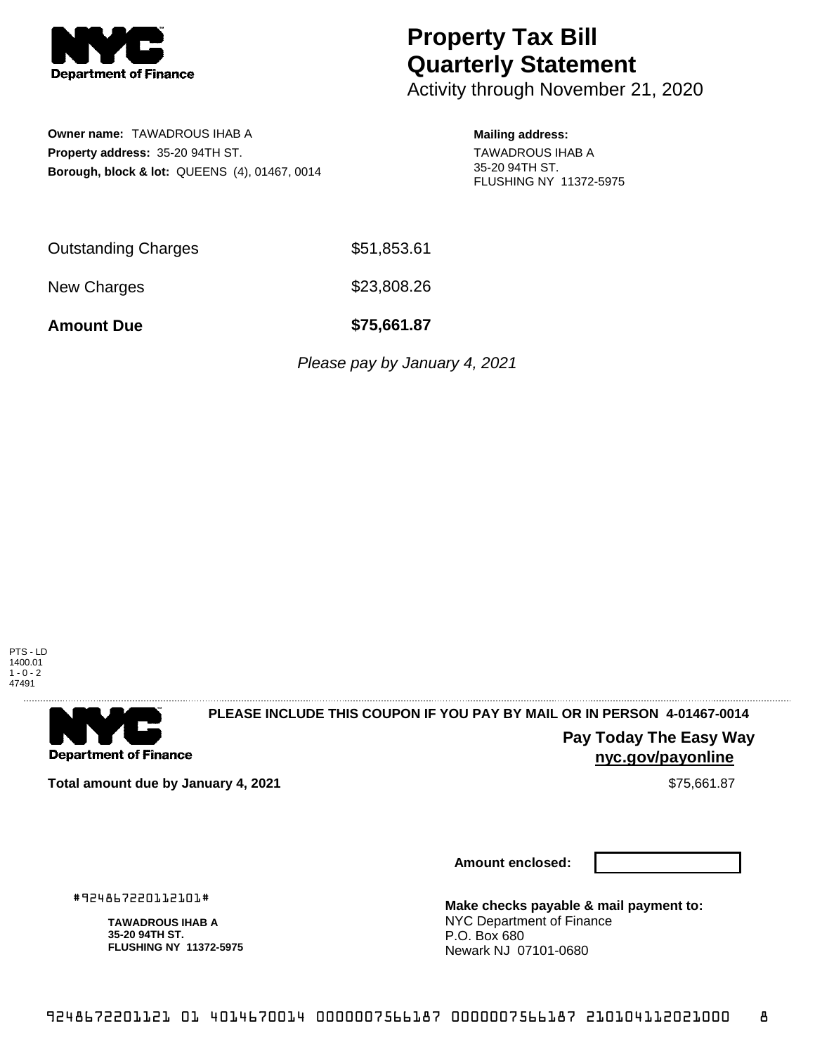NYC Department of Finance

# Property Tax Bill Quarterly Statement

Activity through November 21, 2020

**Owner name:** TAWADROUS IHAB A
**Property address:** 35-20 94TH ST.
**Borough, block & lot:** QUEENS (4), 01467, 0014

**Mailing address:**
TAWADROUS IHAB A
35-20 94TH ST.
FLUSHING NY 11372-5975

| | |
|---|---|
| Outstanding Charges | $51,853.61 |
| New Charges | $23,808.26 |
| **Amount Due** | **$75,661.87** |

*Please pay by January 4, 2021*

PTS - LD
1400.01
1 - 0 - 2
47491

NYC Department of Finance

**PLEASE INCLUDE THIS COUPON IF YOU PAY BY MAIL OR IN PERSON 4-01467-0014**

**Pay Today The Easy Way**
**nyc.gov/payonline**

**Total amount due by January 4, 2021** $75,661.87

**Amount enclosed:**

#924867220112101#

**TAWADROUS IHAB A**
**35-20 94TH ST.**
**FLUSHING NY 11372-5975**

**Make checks payable & mail payment to:**
NYC Department of Finance
P.O. Box 680
Newark NJ 07101-0680

9248672201121 01 4014670014 0000007566187 0000007566187 210104112021000 8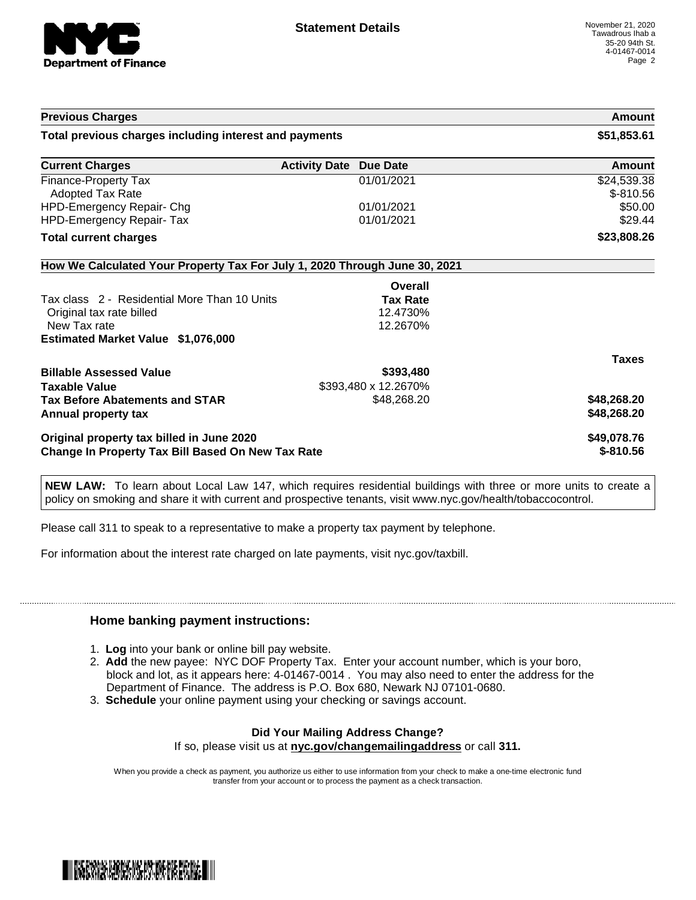# Statement Details

November 21, 2020
Tawadrous Ihab a
35-20 94th St.
4-01467-0014

| Previous Charges | Amount |
|---|---|
| **Total previous charges including interest and payments** | **$51,853.61** |

| Current Charges | Activity Date | Due Date | Amount |
|---|---|---|---|
| Finance-Property Tax | | 01/01/2021 | $24,539.38 |
| Adopted Tax Rate | | | $-810.56 |
| HPD-Emergency Repair- Chg | | 01/01/2021 | $50.00 |
| HPD-Emergency Repair- Tax | | 01/01/2021 | $29.44 |
| **Total current charges** | | | **$23,808.26** |

## How We Calculated Your Property Tax For July 1, 2020 Through June 30, 2021

| | Overall Tax Rate | |
|---|---|---|
| Tax class 2 - Residential More Than 10 Units | | |
| Original tax rate billed | 12.4730% | |
| New Tax rate | 12.2670% | |
| **Estimated Market Value $1,076,000** | | |
| | | **Taxes** |
| **Billable Assessed Value** | **$393,480** | |
| **Taxable Value** | $393,480 x 12.2670% | |
| **Tax Before Abatements and STAR** | $48,268.20 | **$48,268.20** |
| **Annual property tax** | | **$48,268.20** |
| **Original property tax billed in June 2020** | | **$49,078.76** |
| **Change In Property Tax Bill Based On New Tax Rate** | | **$-810.56** |

**NEW LAW:** To learn about Local Law 147, which requires residential buildings with three or more units to create a policy on smoking and share it with current and prospective tenants, visit www.nyc.gov/health/tobaccocontrol.

Please call 311 to speak to a representative to make a property tax payment by telephone.

For information about the interest rate charged on late payments, visit nyc.gov/taxbill.

### Home banking payment instructions:

1. **Log** into your bank or online bill pay website.
2. **Add** the new payee: NYC DOF Property Tax. Enter your account number, which is your boro, block and lot, as it appears here: 4-01467-0014 . You may also need to enter the address for the Department of Finance. The address is P.O. Box 680, Newark NJ 07101-0680.
3. **Schedule** your online payment using your checking or savings account.

**Did Your Mailing Address Change?**
If so, please visit us at **nyc.gov/changemailingaddress** or call **311.**

When you provide a check as payment, you authorize us either to use information from your check to make a one-time electronic fund transfer from your account or to process the payment as a check transaction.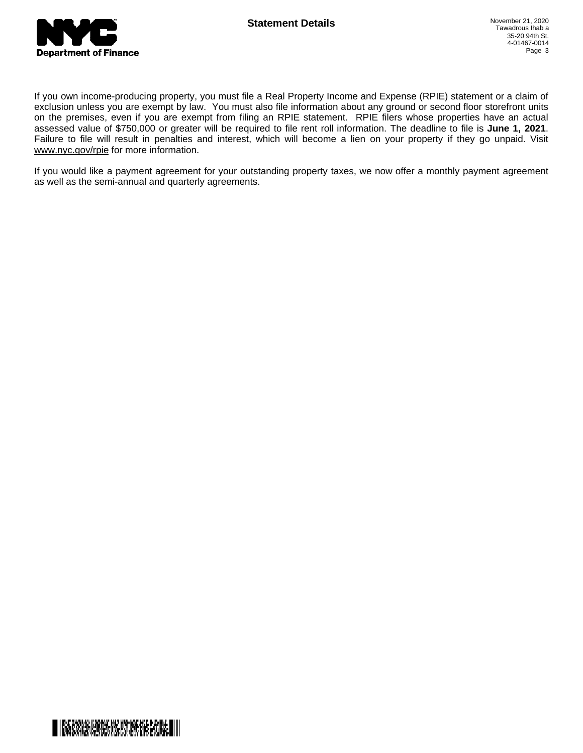If you own income-producing property, you must file a Real Property Income and Expense (RPIE) statement or a claim of exclusion unless you are exempt by law. You must also file information about any ground or second floor storefront units on the premises, even if you are exempt from filing an RPIE statement. RPIE filers whose properties have an actual assessed value of $750,000 or greater will be required to file rent roll information. The deadline to file is **June 1, 2021**. Failure to file will result in penalties and interest, which will become a lien on your property if they go unpaid. Visit www.nyc.gov/rpie for more information.

If you would like a payment agreement for your outstanding property taxes, we now offer a monthly payment agreement as well as the semi-annual and quarterly agreements.